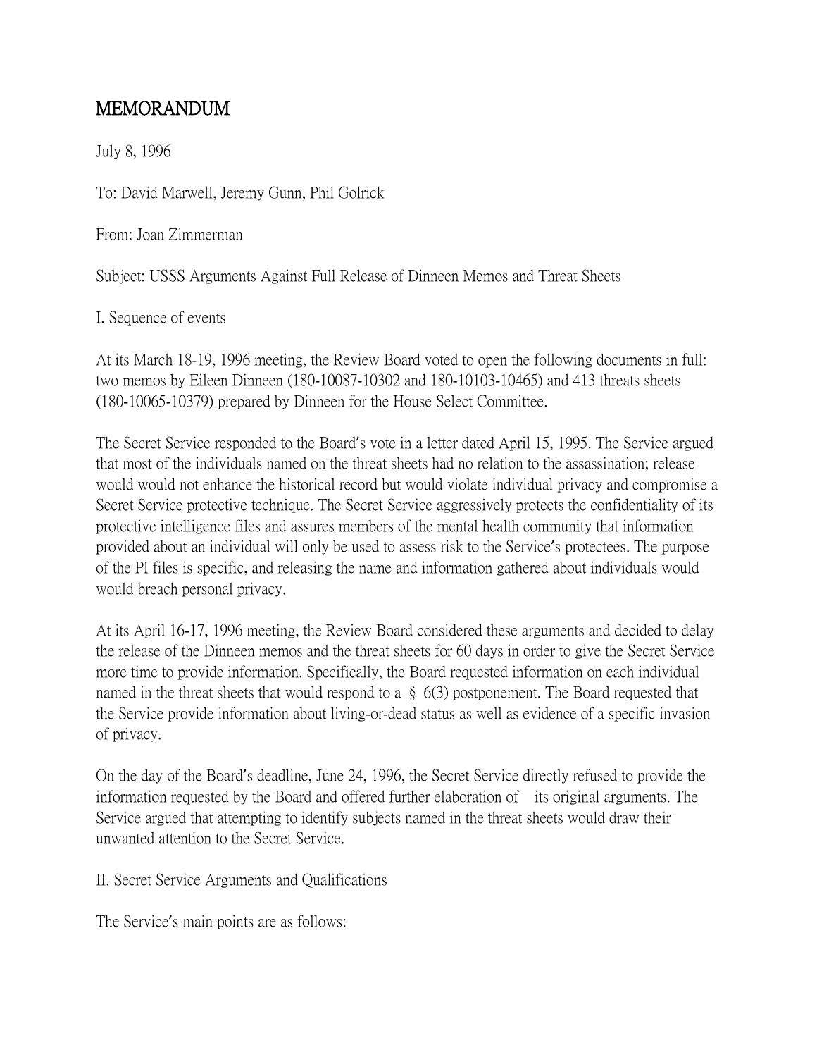# MEMORANDUM

July 8, 1996

To: David Marwell, Jeremy Gunn, Phil Golrick

From: Joan Zimmerman

Subject: USSS Arguments Against Full Release of Dinneen Memos and Threat Sheets

I. Sequence of events

At its March 18-19, 1996 meeting, the Review Board voted to open the following documents in full: two memos by Eileen Dinneen (180-10087-10302 and 180-10103-10465) and 413 threats sheets (180-10065-10379) prepared by Dinneen for the House Select Committee.

The Secret Service responded to the Board's vote in a letter dated April 15, 1995. The Service argued that most of the individuals named on the threat sheets had no relation to the assassination; release would would not enhance the historical record but would violate individual privacy and compromise a Secret Service protective technique. The Secret Service aggressively protects the confidentiality of its protective intelligence files and assures members of the mental health community that information provided about an individual will only be used to assess risk to the Service's protectees. The purpose of the PI files is specific, and releasing the name and information gathered about individuals would would breach personal privacy.

At its April 16-17, 1996 meeting, the Review Board considered these arguments and decided to delay the release of the Dinneen memos and the threat sheets for 60 days in order to give the Secret Service more time to provide information. Specifically, the Board requested information on each individual named in the threat sheets that would respond to a § 6(3) postponement. The Board requested that the Service provide information about living-or-dead status as well as evidence of a specific invasion of privacy.

On the day of the Board's deadline, June 24, 1996, the Secret Service directly refused to provide the information requested by the Board and offered further elaboration of its original arguments. The Service argued that attempting to identify subjects named in the threat sheets would draw their unwanted attention to the Secret Service.

II. Secret Service Arguments and Qualifications

The Service's main points are as follows: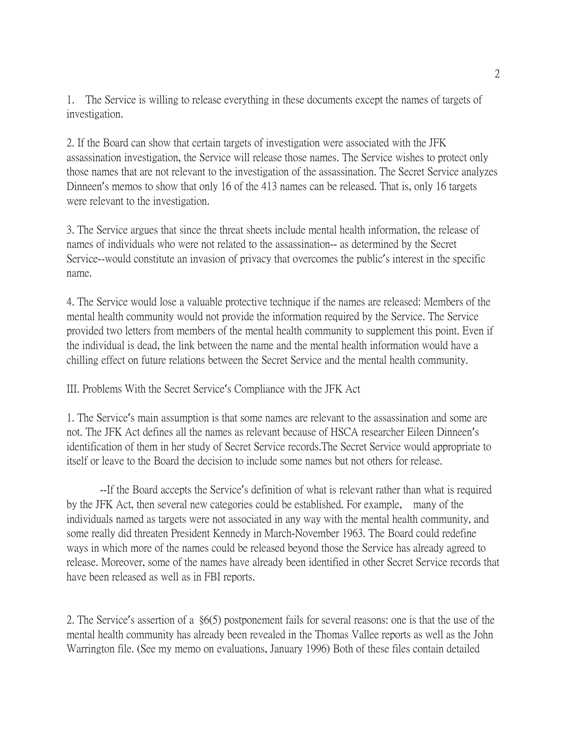1. The Service is willing to release everything in these documents except the names of targets of investigation.

2. If the Board can show that certain targets of investigation were associated with the JFK assassination investigation, the Service will release those names. The Service wishes to protect only those names that are not relevant to the investigation of the assassination. The Secret Service analyzes Dinneen's memos to show that only 16 of the 413 names can be released. That is, only 16 targets were relevant to the investigation.

3. The Service argues that since the threat sheets include mental health information, the release of names of individuals who were not related to the assassination-- as determined by the Secret Service--would constitute an invasion of privacy that overcomes the public's interest in the specific name.

4. The Service would lose a valuable protective technique if the names are released: Members of the mental health community would not provide the information required by the Service. The Service provided two letters from members of the mental health community to supplement this point. Even if the individual is dead, the link between the name and the mental health information would have a chilling effect on future relations between the Secret Service and the mental health community.

III. Problems With the Secret Service's Compliance with the JFK Act

1. The Service's main assumption is that some names are relevant to the assassination and some are not. The JFK Act defines all the names as relevant because of HSCA researcher Eileen Dinneen's identification of them in her study of Secret Service records.The Secret Service would appropriate to itself or leave to the Board the decision to include some names but not others for release.

--If the Board accepts the Service's definition of what is relevant rather than what is required by the JFK Act, then several new categories could be established. For example, many of the individuals named as targets were not associated in any way with the mental health community, and some really did threaten President Kennedy in March-November 1963. The Board could redefine ways in which more of the names could be released beyond those the Service has already agreed to release. Moreover, some of the names have already been identified in other Secret Service records that have been released as well as in FBI reports.

2. The Service's assertion of a §6(5) postponement fails for several reasons: one is that the use of the mental health community has already been revealed in the Thomas Vallee reports as well as the John Warrington file. (See my memo on evaluations, January 1996) Both of these files contain detailed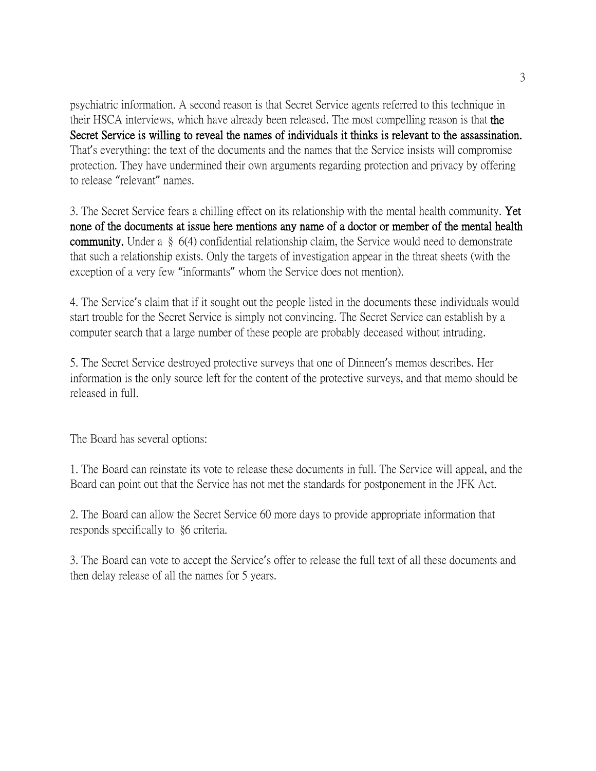psychiatric information. A second reason is that Secret Service agents referred to this technique in their HSCA interviews, which have already been released. The most compelling reason is that **the Secret Service is willing to reveal the names of individuals it thinks is relevant to the assassination.** That's everything: the text of the documents and the names that the Service insists will compromise protection. They have undermined their own arguments regarding protection and privacy by offering to release "relevant" names.

3. The Secret Service fears a chilling effect on its relationship with the mental health community. **Yet none of the documents at issue here mentions any name of a doctor or member of the mental health community.** Under a § 6(4) confidential relationship claim, the Service would need to demonstrate that such a relationship exists. Only the targets of investigation appear in the threat sheets (with the exception of a very few "informants" whom the Service does not mention).

4. The Service's claim that if it sought out the people listed in the documents these individuals would start trouble for the Secret Service is simply not convincing. The Secret Service can establish by a computer search that a large number of these people are probably deceased without intruding.

5. The Secret Service destroyed protective surveys that one of Dinneen's memos describes. Her information is the only source left for the content of the protective surveys, and that memo should be released in full.

The Board has several options:

1. The Board can reinstate its vote to release these documents in full. The Service will appeal, and the Board can point out that the Service has not met the standards for postponement in the JFK Act.

2. The Board can allow the Secret Service 60 more days to provide appropriate information that responds specifically to §6 criteria.

3. The Board can vote to accept the Service's offer to release the full text of all these documents and then delay release of all the names for 5 years.